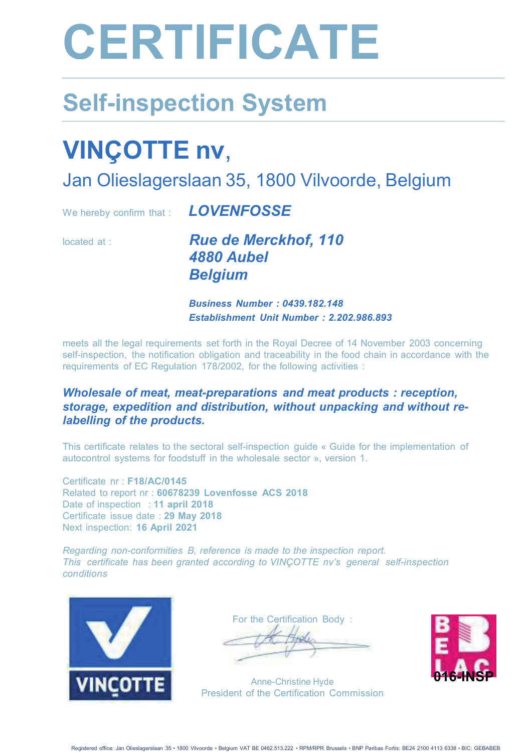# CERTIFICATE

## Self-inspection System

## VINÇOTTE nv,

Jan Olieslagerslaan 35, 1800 Vilvoorde, Belgium

We hereby confirm that : ***LOVENFOSSE***

located at : ***Rue de Merckhof, 110***
***4880 Aubel***
***Belgium***

***Business Number : 0439.182.148***
***Establishment Unit Number : 2.202.986.893***

meets all the legal requirements set forth in the Royal Decree of 14 November 2003 concerning self-inspection, the notification obligation and traceability in the food chain in accordance with the requirements of EC Regulation 178/2002, for the following activities :

***Wholesale of meat, meat-preparations and meat products : reception, storage, expedition and distribution, without unpacking and without re-labelling of the products.***

This certificate relates to the sectoral self-inspection guide « Guide for the implementation of autocontrol systems for foodstuff in the wholesale sector », version 1.

Certificate nr : **F18/AC/0145**
Related to report nr : **60678239 Lovenfosse ACS 2018**
Date of inspection : **11 april 2018**
Certificate issue date : **29 May 2018**
Next inspection: **16 April 2021**

*Regarding non-conformities B, reference is made to the inspection report.*
*This certificate has been granted according to VINÇOTTE nv's general self-inspection conditions*

VINÇOTTE

For the Certification Body :

Anne-Christine Hyde
President of the Certification Commission

BELAC 016-INSP

Registered office: Jan Olieslagerslaan 35 • 1800 Vilvoorde • Belgium VAT BE 0462.513.222 • RPM/RPR Brussels • BNP Paribas Fortis: BE24 2100 4113 6338 • BIC: GEBABEB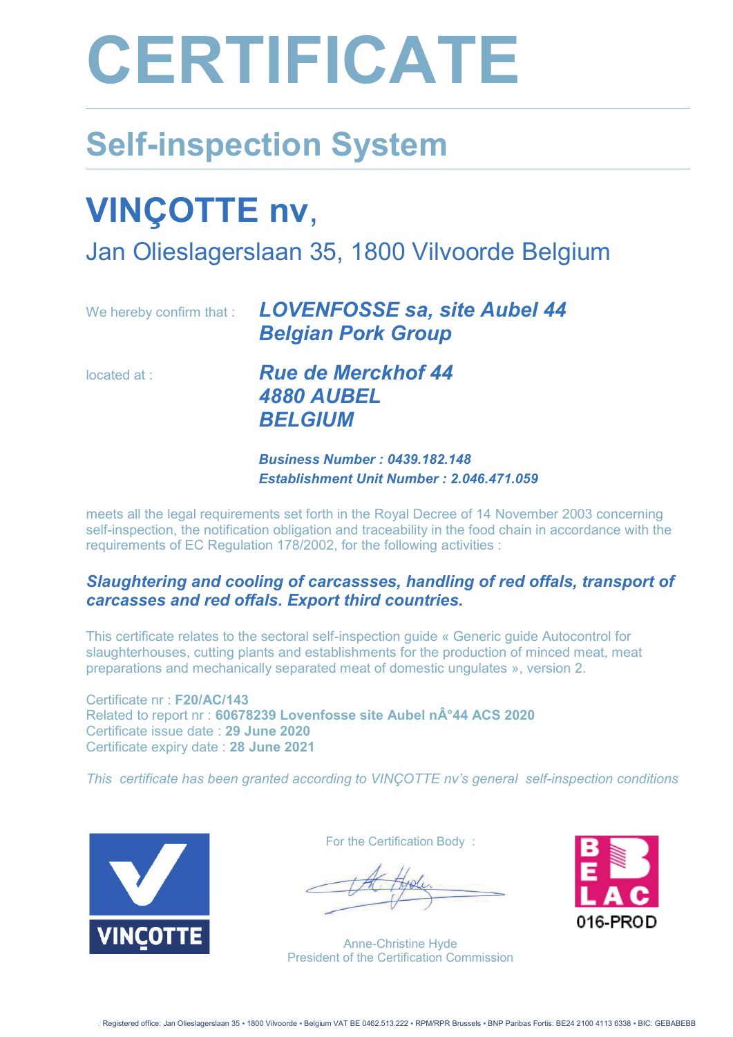# CERTIFICATE

## Self-inspection System

# VINÇOTTE nv,

Jan Olieslagerslaan 35, 1800 Vilvoorde Belgium

We hereby confirm that : ***LOVENFOSSE sa, site Aubel 44***
***Belgian Pork Group***

located at : ***Rue de Merckhof 44***
***4880 AUBEL***
***BELGIUM***

***Business Number : 0439.182.148***
***Establishment Unit Number : 2.046.471.059***

meets all the legal requirements set forth in the Royal Decree of 14 November 2003 concerning self-inspection, the notification obligation and traceability in the food chain in accordance with the requirements of EC Regulation 178/2002, for the following activities :

***Slaughtering and cooling of carcassses, handling of red offals, transport of carcasses and red offals. Export third countries.***

This certificate relates to the sectoral self-inspection guide « Generic guide Autocontrol for slaughterhouses, cutting plants and establishments for the production of minced meat, meat preparations and mechanically separated meat of domestic ungulates », version 2.

Certificate nr : **F20/AC/143**
Related to report nr : **60678239 Lovenfosse site Aubel nÂ°44 ACS 2020**
Certificate issue date : **29 June 2020**
Certificate expiry date : **28 June 2021**

*This certificate has been granted according to VINÇOTTE nv's general self-inspection conditions*

VINÇOTTE

For the Certification Body :

Anne-Christine Hyde
President of the Certification Commission

BELAC
016-PROD

Registered office: Jan Olieslagerslaan 35 • 1800 Vilvoorde • Belgium VAT BE 0462.513.222 • RPM/RPR Brussels • BNP Paribas Fortis: BE24 2100 4113 6338 • BIC: GEBABEBB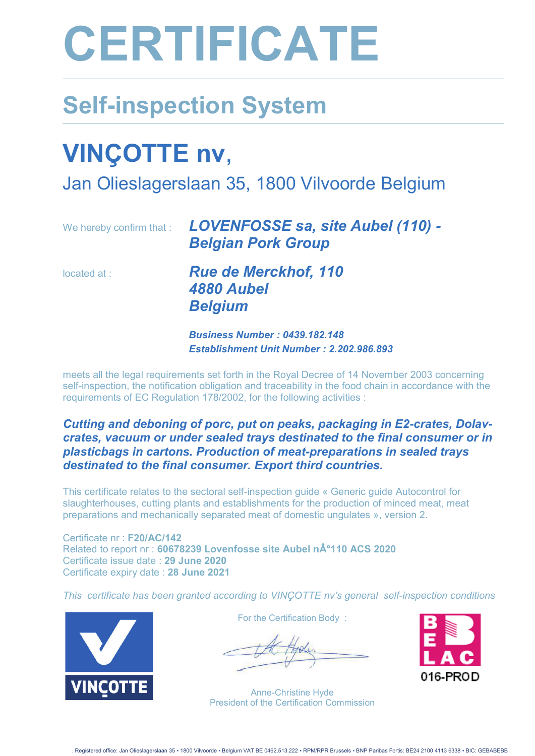# CERTIFICATE

## Self-inspection System

# VINÇOTTE nv,

Jan Olieslagerslaan 35, 1800 Vilvoorde Belgium

We hereby confirm that : ***LOVENFOSSE sa, site Aubel (110) - Belgian Pork Group***

located at : ***Rue de Merckhof, 110***
***4880 Aubel***
***Belgium***

***Business Number : 0439.182.148***
***Establishment Unit Number : 2.202.986.893***

meets all the legal requirements set forth in the Royal Decree of 14 November 2003 concerning self-inspection, the notification obligation and traceability in the food chain in accordance with the requirements of EC Regulation 178/2002, for the following activities :

***Cutting and deboning of porc, put on peaks, packaging in E2-crates, Dolav-crates, vacuum or under sealed trays destinated to the final consumer or in plasticbags in cartons. Production of meat-preparations in sealed trays destinated to the final consumer. Export third countries.***

This certificate relates to the sectoral self-inspection guide « Generic guide Autocontrol for slaughterhouses, cutting plants and establishments for the production of minced meat, meat preparations and mechanically separated meat of domestic ungulates », version 2.

Certificate nr : **F20/AC/142**
Related to report nr : **60678239 Lovenfosse site Aubel nÂ°110 ACS 2020**
Certificate issue date : **29 June 2020**
Certificate expiry date : **28 June 2021**

*This certificate has been granted according to VINÇOTTE nv's general self-inspection conditions*

VINÇOTTE

For the Certification Body :

Anne-Christine Hyde
President of the Certification Commission

BELAC
016-PROD

Registered office: Jan Olieslagerslaan 35 • 1800 Vilvoorde • Belgium VAT BE 0462.513.222 • RPM/RPR Brussels • BNP Paribas Fortis: BE24 2100 4113 6338 • BIC: GEBABEBB